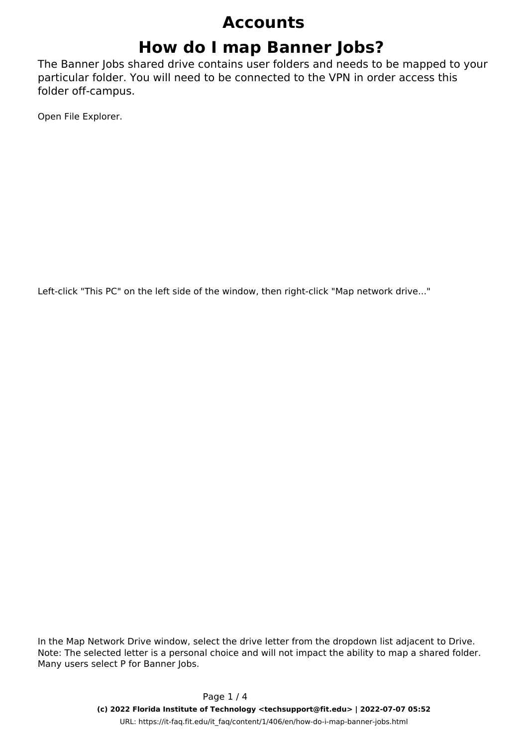# Accounts

## How do I map Banner Jobs?

The Banner Jobs shared drive contains user folders and needs to be mapped to your particular folder. You will need to be connected to the VPN in order access this folder off-campus.

Open File Explorer.

Left-click "This PC" on the left side of the window, then right-click "Map network drive..."

In the Map Network Drive window, select the drive letter from the dropdown list adjacent to Drive. Note: The selected letter is a personal choice and will not impact the ability to map a shared folder. Many users select P for Banner Jobs.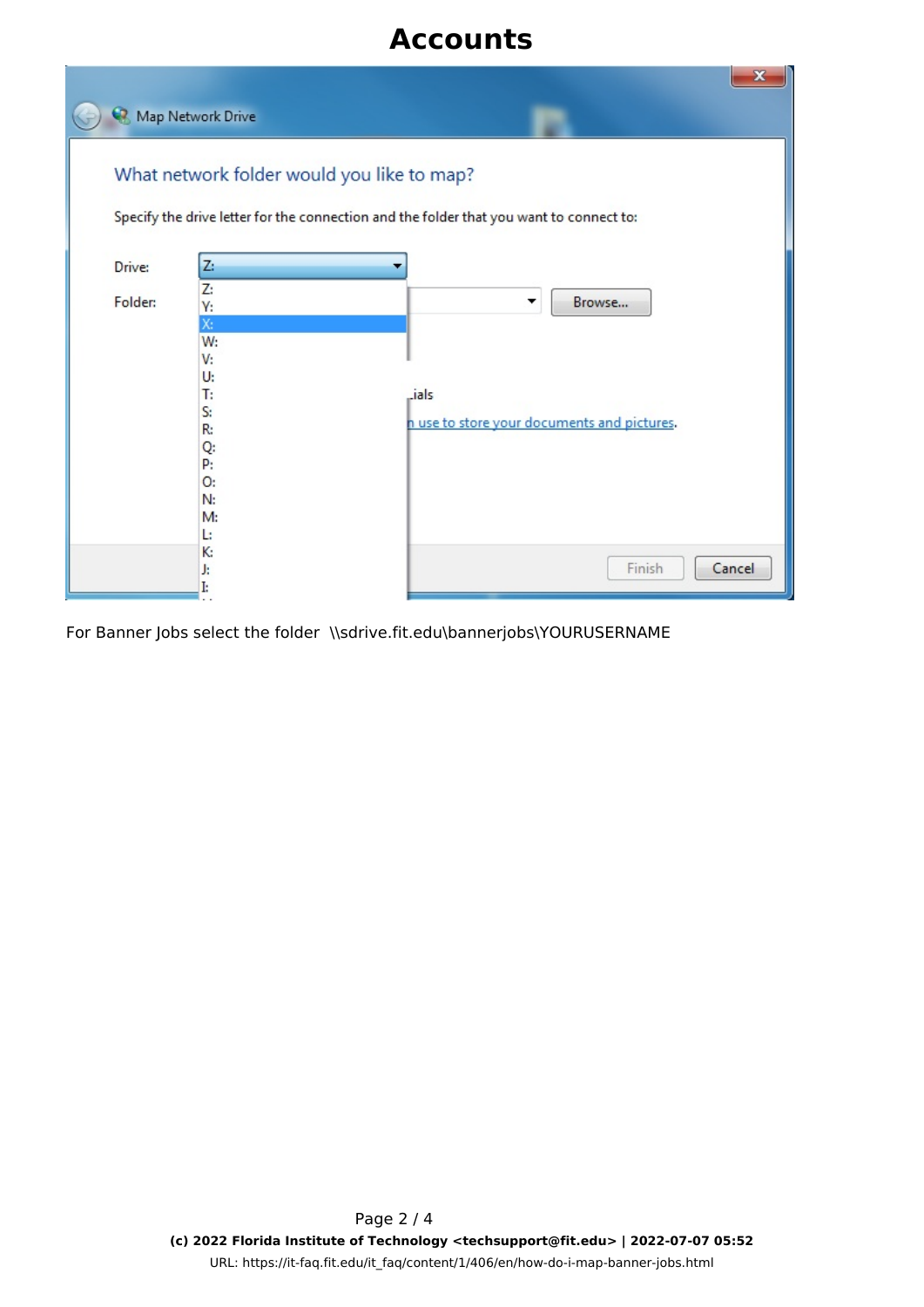For Banner Jobs select the folder \\sdrive.fit.edu\bannerjobs\YOURUSERNAME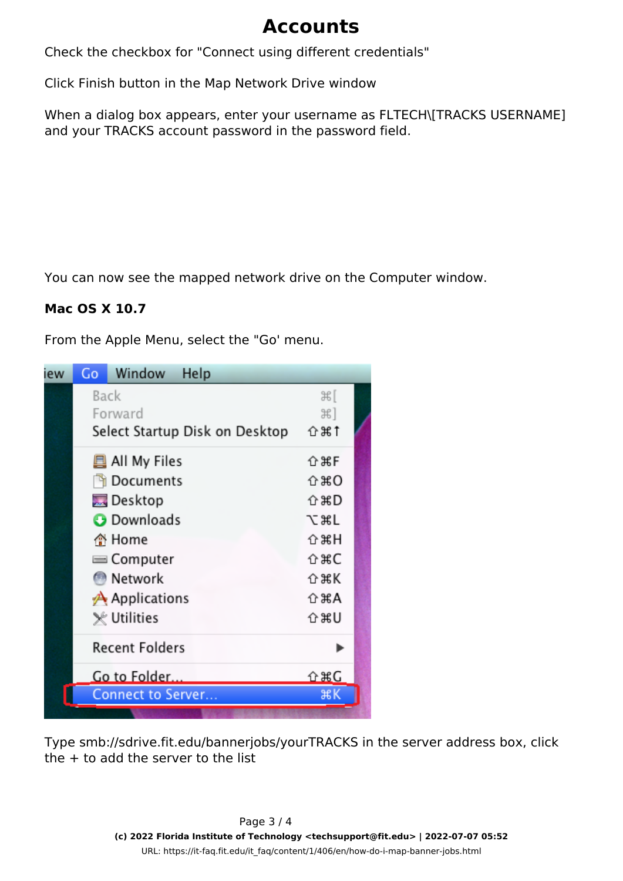# Accounts

Check the checkbox for "Connect using different credentials"

Click Finish button in the Map Network Drive window

When a dialog box appears, enter your username as FLTECH\[TRACKS USERNAME] and your TRACKS account password in the password field.

You can now see the mapped network drive on the Computer window.

**Mac OS X 10.7**

From the Apple Menu, select the "Go' menu.

Type smb://sdrive.fit.edu/bannerjobs/yourTRACKS in the server address box, click the + to add the server to the list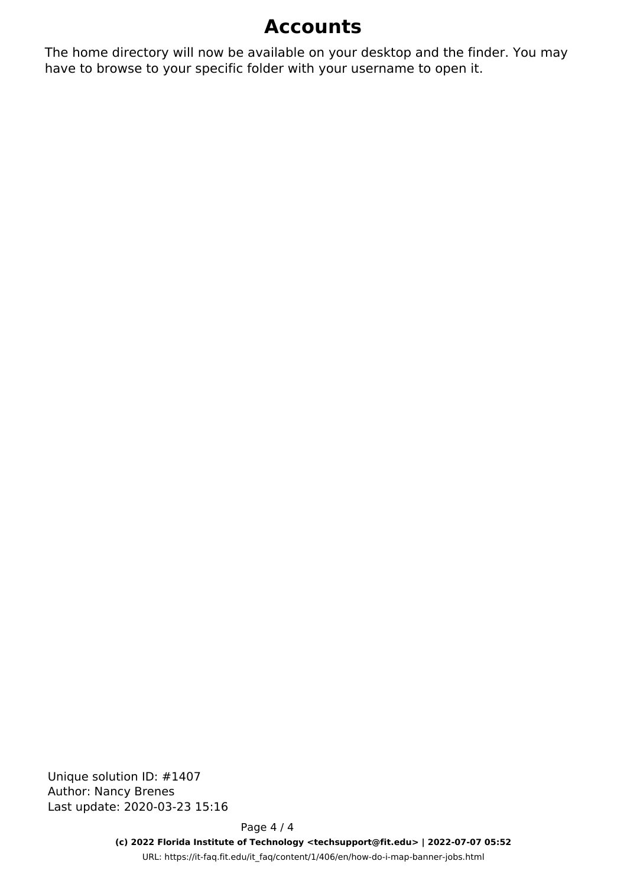# Accounts

The home directory will now be available on your desktop and the finder. You may have to browse to your specific folder with your username to open it.

Unique solution ID: #1407
Author: Nancy Brenes
Last update: 2020-03-23 15:16